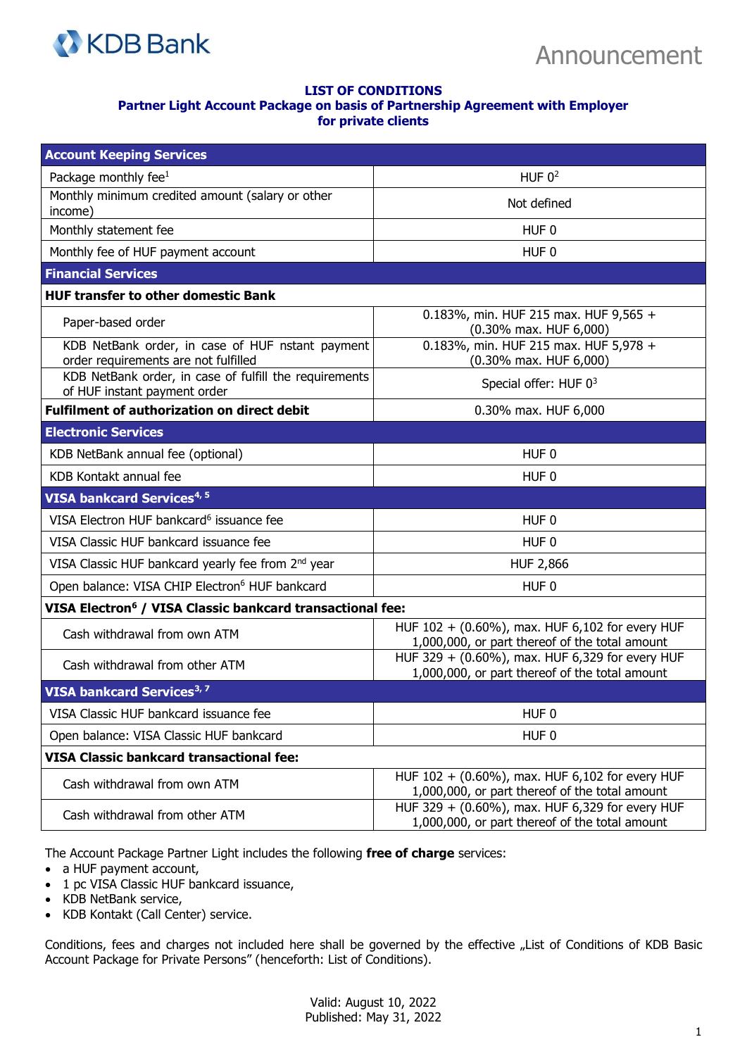KDB Bank

Announcement

**LIST OF CONDITIONS**
**Partner Light Account Package on basis of Partnership Agreement with Employer**
**for private clients**

| **Account Keeping Services** | |
|---|---|
| Package monthly fee[1] | HUF 0[2] |
| Monthly minimum credited amount (salary or other income) | Not defined |
| Monthly statement fee | HUF 0 |
| Monthly fee of HUF payment account | HUF 0 |
| **Financial Services** | |
| **HUF transfer to other domestic Bank** | |
| Paper-based order | 0.183%, min. HUF 215 max. HUF 9,565 + (0.30% max. HUF 6,000) |
| KDB NetBank order, in case of HUF nstant payment order requirements are not fulfilled | 0.183%, min. HUF 215 max. HUF 5,978 + (0.30% max. HUF 6,000) |
| KDB NetBank order, in case of fulfill the requirements of HUF instant payment order | Special offer: HUF 0[3] |
| **Fulfilment of authorization on direct debit** | 0.30% max. HUF 6,000 |
| **Electronic Services** | |
| KDB NetBank annual fee (optional) | HUF 0 |
| KDB Kontakt annual fee | HUF 0 |
| **VISA bankcard Services[4, 5]** | |
| VISA Electron HUF bankcard[6] issuance fee | HUF 0 |
| VISA Classic HUF bankcard issuance fee | HUF 0 |
| VISA Classic HUF bankcard yearly fee from 2nd year | HUF 2,866 |
| Open balance: VISA CHIP Electron[6] HUF bankcard | HUF 0 |
| **VISA Electron[6] / VISA Classic bankcard transactional fee:** | |
| Cash withdrawal from own ATM | HUF 102 + (0.60%), max. HUF 6,102 for every HUF 1,000,000, or part thereof of the total amount |
| Cash withdrawal from other ATM | HUF 329 + (0.60%), max. HUF 6,329 for every HUF 1,000,000, or part thereof of the total amount |
| **VISA bankcard Services[3, 7]** | |
| VISA Classic HUF bankcard issuance fee | HUF 0 |
| Open balance: VISA Classic HUF bankcard | HUF 0 |
| **VISA Classic bankcard transactional fee:** | |
| Cash withdrawal from own ATM | HUF 102 + (0.60%), max. HUF 6,102 for every HUF 1,000,000, or part thereof of the total amount |
| Cash withdrawal from other ATM | HUF 329 + (0.60%), max. HUF 6,329 for every HUF 1,000,000, or part thereof of the total amount |

The Account Package Partner Light includes the following **free of charge** services:

- a HUF payment account,
- 1 pc VISA Classic HUF bankcard issuance,
- KDB NetBank service,
- KDB Kontakt (Call Center) service.

Conditions, fees and charges not included here shall be governed by the effective „List of Conditions of KDB Basic Account Package for Private Persons" (henceforth: List of Conditions).

Valid: August 10, 2022
Published: May 31, 2022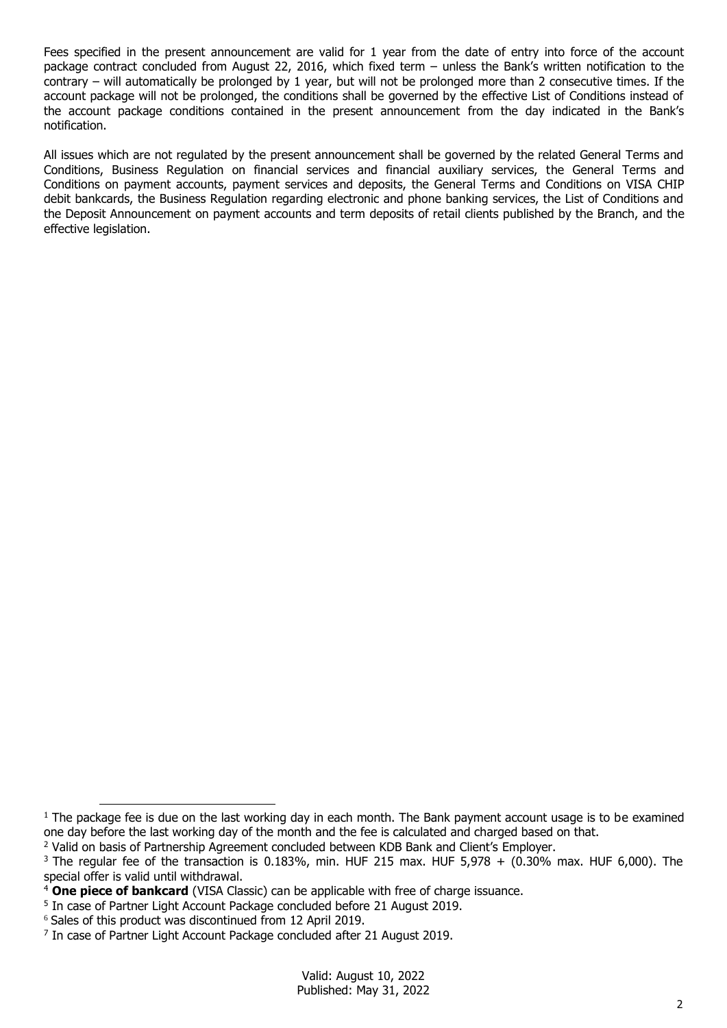Fees specified in the present announcement are valid for 1 year from the date of entry into force of the account package contract concluded from August 22, 2016, which fixed term – unless the Bank's written notification to the contrary – will automatically be prolonged by 1 year, but will not be prolonged more than 2 consecutive times. If the account package will not be prolonged, the conditions shall be governed by the effective List of Conditions instead of the account package conditions contained in the present announcement from the day indicated in the Bank's notification.

All issues which are not regulated by the present announcement shall be governed by the related General Terms and Conditions, Business Regulation on financial services and financial auxiliary services, the General Terms and Conditions on payment accounts, payment services and deposits, the General Terms and Conditions on VISA CHIP debit bankcards, the Business Regulation regarding electronic and phone banking services, the List of Conditions and the Deposit Announcement on payment accounts and term deposits of retail clients published by the Branch, and the effective legislation.

---

[1] The package fee is due on the last working day in each month. The Bank payment account usage is to be examined one day before the last working day of the month and the fee is calculated and charged based on that.

[2] Valid on basis of Partnership Agreement concluded between KDB Bank and Client's Employer.

[3] The regular fee of the transaction is 0.183%, min. HUF 215 max. HUF 5,978 + (0.30% max. HUF 6,000). The special offer is valid until withdrawal.

[4] **One piece of bankcard** (VISA Classic) can be applicable with free of charge issuance.

[5] In case of Partner Light Account Package concluded before 21 August 2019.

[6] Sales of this product was discontinued from 12 April 2019.

[7] In case of Partner Light Account Package concluded after 21 August 2019.

Valid: August 10, 2022
Published: May 31, 2022